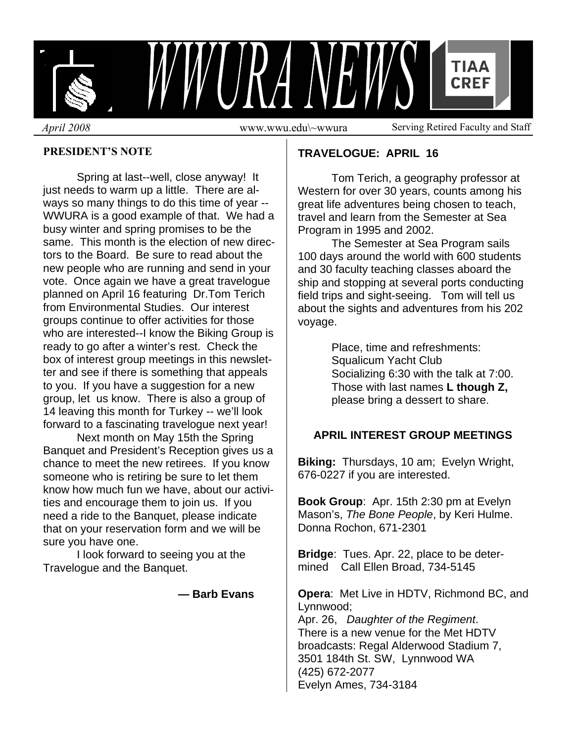# WWURA NEWS

*April 2008* www.wwu.edu\~wwura Serving Retired Faculty and Staff

## PRESIDENT'S NOTE

Spring at last--well, close anyway! It just needs to warm up a little. There are always so many things to do this time of year -- WWURA is a good example of that. We had a busy winter and spring promises to be the same. This month is the election of new directors to the Board. Be sure to read about the new people who are running and send in your vote. Once again we have a great travelogue planned on April 16 featuring Dr.Tom Terich from Environmental Studies. Our interest groups continue to offer activities for those who are interested--I know the Biking Group is ready to go after a winter's rest. Check the box of interest group meetings in this newsletter and see if there is something that appeals to you. If you have a suggestion for a new group, let us know. There is also a group of 14 leaving this month for Turkey -- we'll look forward to a fascinating travelogue next year!

Next month on May 15th the Spring Banquet and President's Reception gives us a chance to meet the new retirees. If you know someone who is retiring be sure to let them know how much fun we have, about our activities and encourage them to join us. If you need a ride to the Banquet, please indicate that on your reservation form and we will be sure you have one.

I look forward to seeing you at the Travelogue and the Banquet.

**— Barb Evans**

## TRAVELOGUE: APRIL 16

Tom Terich, a geography professor at Western for over 30 years, counts among his great life adventures being chosen to teach, travel and learn from the Semester at Sea Program in 1995 and 2002.

The Semester at Sea Program sails 100 days around the world with 600 students and 30 faculty teaching classes aboard the ship and stopping at several ports conducting field trips and sight-seeing. Tom will tell us about the sights and adventures from his 202 voyage.

> Place, time and refreshments:
> Squalicum Yacht Club
> Socializing 6:30 with the talk at 7:00.
> Those with last names **L though Z,** please bring a dessert to share.

## APRIL INTEREST GROUP MEETINGS

**Biking:** Thursdays, 10 am; Evelyn Wright, 676-0227 if you are interested.

**Book Group**: Apr. 15th 2:30 pm at Evelyn Mason's, *The Bone People*, by Keri Hulme. Donna Rochon, 671-2301

**Bridge**: Tues. Apr. 22, place to be determined Call Ellen Broad, 734-5145

**Opera**: Met Live in HDTV, Richmond BC, and Lynnwood;
Apr. 26, *Daughter of the Regiment*.
There is a new venue for the Met HDTV broadcasts: Regal Alderwood Stadium 7, 3501 184th St. SW, Lynnwood WA
(425) 672-2077
Evelyn Ames, 734-3184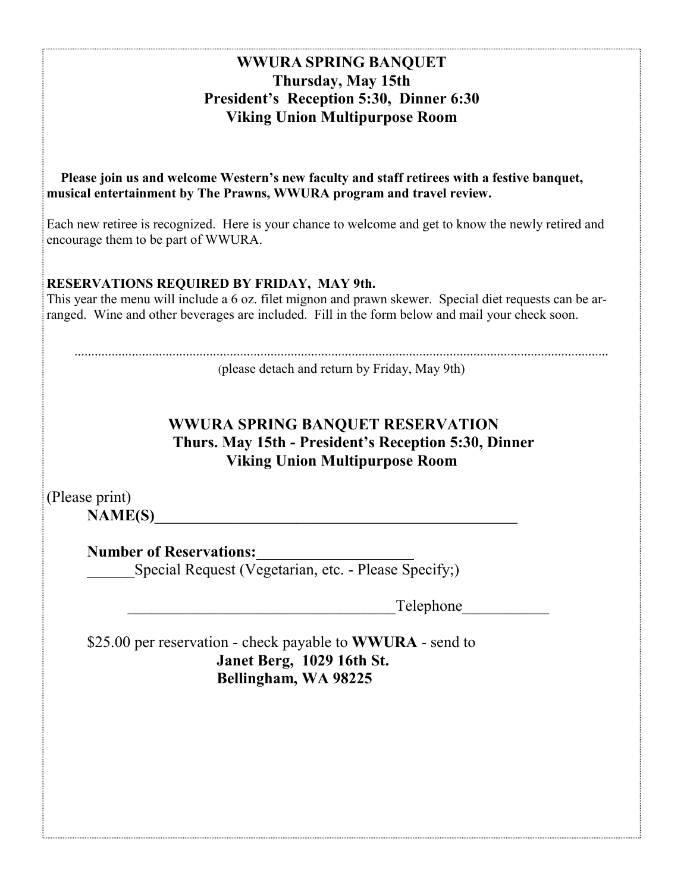## WWURA SPRING BANQUET
## Thursday, May 15th
## President's Reception 5:30, Dinner 6:30
## Viking Union Multipurpose Room

**Please join us and welcome Western's new faculty and staff retirees with a festive banquet, musical entertainment by The Prawns, WWURA program and travel review.**

Each new retiree is recognized. Here is your chance to welcome and get to know the newly retired and encourage them to be part of WWURA.

**RESERVATIONS REQUIRED BY FRIDAY, MAY 9th.**
This year the menu will include a 6 oz. filet mignon and prawn skewer. Special diet requests can be arranged. Wine and other beverages are included. Fill in the form below and mail your check soon.

.............................................................................................................................................

(please detach and return by Friday, May 9th)

## WWURA SPRING BANQUET RESERVATION
## Thurs. May 15th - President's Reception 5:30, Dinner
## Viking Union Multipurpose Room

(Please print)

**NAME(S)**________________________________________________

**Number of Reservations:**____________________

______Special Request (Vegetarian, etc. - Please Specify;)

__________________________________Telephone___________

$25.00 per reservation - check payable to **WWURA** - send to

**Janet Berg, 1029 16th St.**
**Bellingham, WA 98225**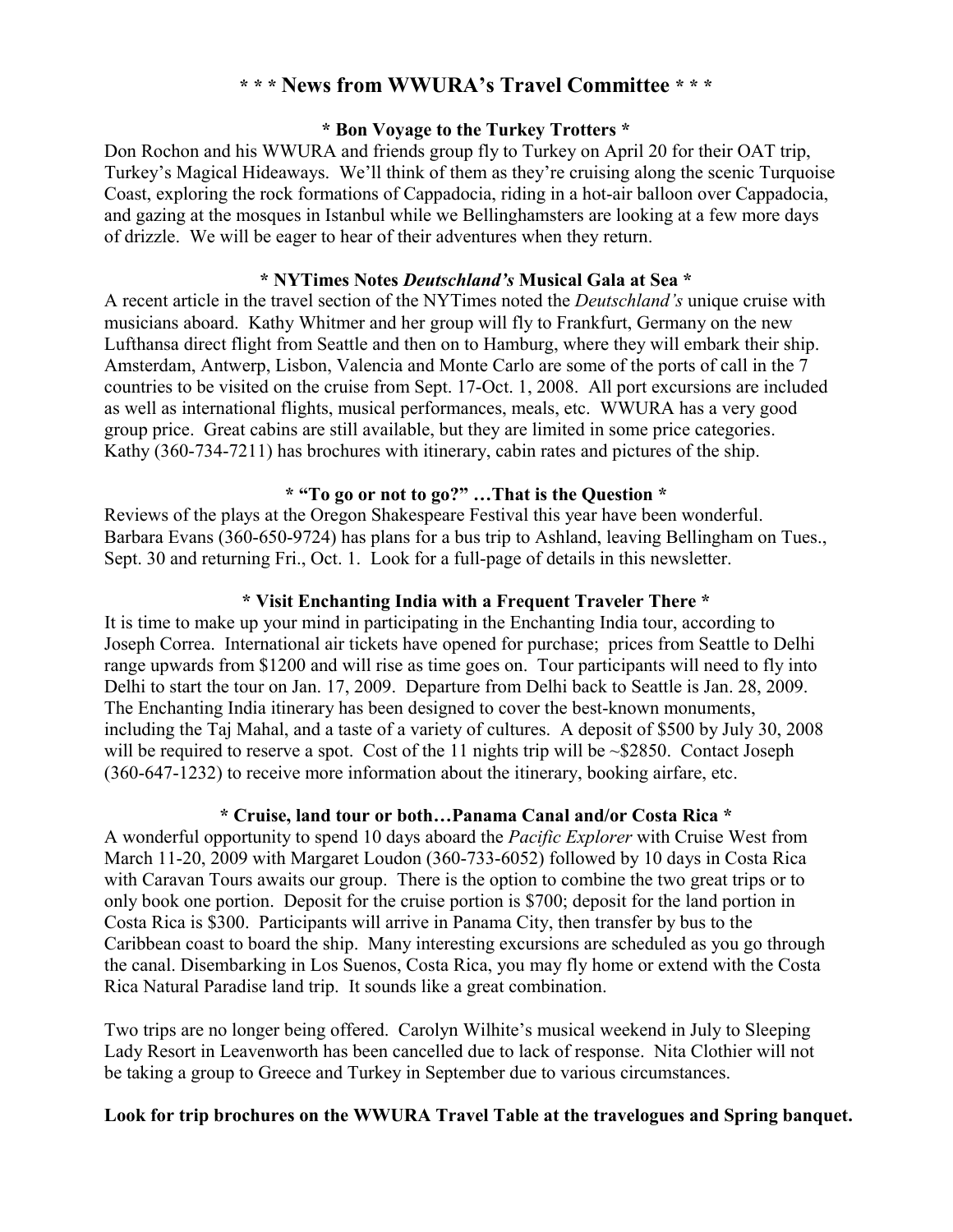## * * * News from WWURA's Travel Committee * * *

### * Bon Voyage to the Turkey Trotters *

Don Rochon and his WWURA and friends group fly to Turkey on April 20 for their OAT trip, Turkey's Magical Hideaways. We'll think of them as they're cruising along the scenic Turquoise Coast, exploring the rock formations of Cappadocia, riding in a hot-air balloon over Cappadocia, and gazing at the mosques in Istanbul while we Bellinghamsters are looking at a few more days of drizzle. We will be eager to hear of their adventures when they return.

### * NYTimes Notes *Deutschland's* Musical Gala at Sea *

A recent article in the travel section of the NYTimes noted the *Deutschland's* unique cruise with musicians aboard. Kathy Whitmer and her group will fly to Frankfurt, Germany on the new Lufthansa direct flight from Seattle and then on to Hamburg, where they will embark their ship. Amsterdam, Antwerp, Lisbon, Valencia and Monte Carlo are some of the ports of call in the 7 countries to be visited on the cruise from Sept. 17-Oct. 1, 2008. All port excursions are included as well as international flights, musical performances, meals, etc. WWURA has a very good group price. Great cabins are still available, but they are limited in some price categories. Kathy (360-734-7211) has brochures with itinerary, cabin rates and pictures of the ship.

### * "To go or not to go?" …That is the Question *

Reviews of the plays at the Oregon Shakespeare Festival this year have been wonderful. Barbara Evans (360-650-9724) has plans for a bus trip to Ashland, leaving Bellingham on Tues., Sept. 30 and returning Fri., Oct. 1. Look for a full-page of details in this newsletter.

### * Visit Enchanting India with a Frequent Traveler There *

It is time to make up your mind in participating in the Enchanting India tour, according to Joseph Correa. International air tickets have opened for purchase; prices from Seattle to Delhi range upwards from $1200 and will rise as time goes on. Tour participants will need to fly into Delhi to start the tour on Jan. 17, 2009. Departure from Delhi back to Seattle is Jan. 28, 2009. The Enchanting India itinerary has been designed to cover the best-known monuments, including the Taj Mahal, and a taste of a variety of cultures. A deposit of $500 by July 30, 2008 will be required to reserve a spot. Cost of the 11 nights trip will be ~$2850. Contact Joseph (360-647-1232) to receive more information about the itinerary, booking airfare, etc.

### * Cruise, land tour or both…Panama Canal and/or Costa Rica *

A wonderful opportunity to spend 10 days aboard the *Pacific Explorer* with Cruise West from March 11-20, 2009 with Margaret Loudon (360-733-6052) followed by 10 days in Costa Rica with Caravan Tours awaits our group. There is the option to combine the two great trips or to only book one portion. Deposit for the cruise portion is $700; deposit for the land portion in Costa Rica is $300. Participants will arrive in Panama City, then transfer by bus to the Caribbean coast to board the ship. Many interesting excursions are scheduled as you go through the canal. Disembarking in Los Suenos, Costa Rica, you may fly home or extend with the Costa Rica Natural Paradise land trip. It sounds like a great combination.

Two trips are no longer being offered. Carolyn Wilhite's musical weekend in July to Sleeping Lady Resort in Leavenworth has been cancelled due to lack of response. Nita Clothier will not be taking a group to Greece and Turkey in September due to various circumstances.

**Look for trip brochures on the WWURA Travel Table at the travelogues and Spring banquet.**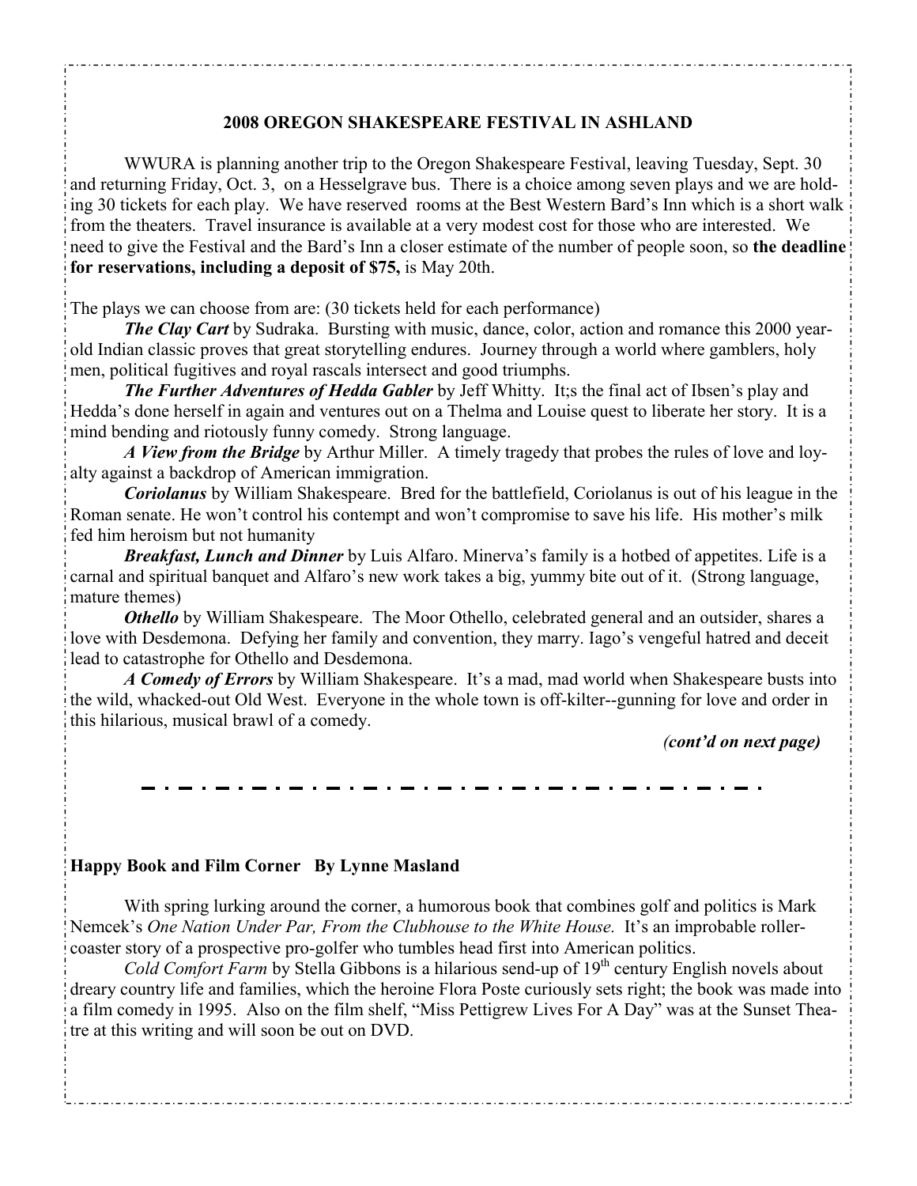## 2008 OREGON SHAKESPEARE FESTIVAL IN ASHLAND

WWURA is planning another trip to the Oregon Shakespeare Festival, leaving Tuesday, Sept. 30 and returning Friday, Oct. 3, on a Hesselgrave bus. There is a choice among seven plays and we are holding 30 tickets for each play. We have reserved rooms at the Best Western Bard's Inn which is a short walk from the theaters. Travel insurance is available at a very modest cost for those who are interested. We need to give the Festival and the Bard's Inn a closer estimate of the number of people soon, so **the deadline for reservations, including a deposit of $75,** is May 20th.

The plays we can choose from are: (30 tickets held for each performance)

***The Clay Cart*** by Sudraka. Bursting with music, dance, color, action and romance this 2000 year-old Indian classic proves that great storytelling endures. Journey through a world where gamblers, holy men, political fugitives and royal rascals intersect and good triumphs.

***The Further Adventures of Hedda Gabler*** by Jeff Whitty. It;s the final act of Ibsen's play and Hedda's done herself in again and ventures out on a Thelma and Louise quest to liberate her story. It is a mind bending and riotously funny comedy. Strong language.

***A View from the Bridge*** by Arthur Miller. A timely tragedy that probes the rules of love and loyalty against a backdrop of American immigration.

***Coriolanus*** by William Shakespeare. Bred for the battlefield, Coriolanus is out of his league in the Roman senate. He won't control his contempt and won't compromise to save his life. His mother's milk fed him heroism but not humanity

***Breakfast, Lunch and Dinner*** by Luis Alfaro. Minerva's family is a hotbed of appetites. Life is a carnal and spiritual banquet and Alfaro's new work takes a big, yummy bite out of it. (Strong language, mature themes)

***Othello*** by William Shakespeare. The Moor Othello, celebrated general and an outsider, shares a love with Desdemona. Defying her family and convention, they marry. Iago's vengeful hatred and deceit lead to catastrophe for Othello and Desdemona.

***A Comedy of Errors*** by William Shakespeare. It's a mad, mad world when Shakespeare busts into the wild, whacked-out Old West. Everyone in the whole town is off-kilter--gunning for love and order in this hilarious, musical brawl of a comedy.

***(cont'd on next page)***

---

## Happy Book and Film Corner By Lynne Masland

With spring lurking around the corner, a humorous book that combines golf and politics is Mark Nemcek's *One Nation Under Par, From the Clubhouse to the White House.* It's an improbable roller-coaster story of a prospective pro-golfer who tumbles head first into American politics.

*Cold Comfort Farm* by Stella Gibbons is a hilarious send-up of 19th century English novels about dreary country life and families, which the heroine Flora Poste curiously sets right; the book was made into a film comedy in 1995. Also on the film shelf, "Miss Pettigrew Lives For A Day" was at the Sunset Theatre at this writing and will soon be out on DVD.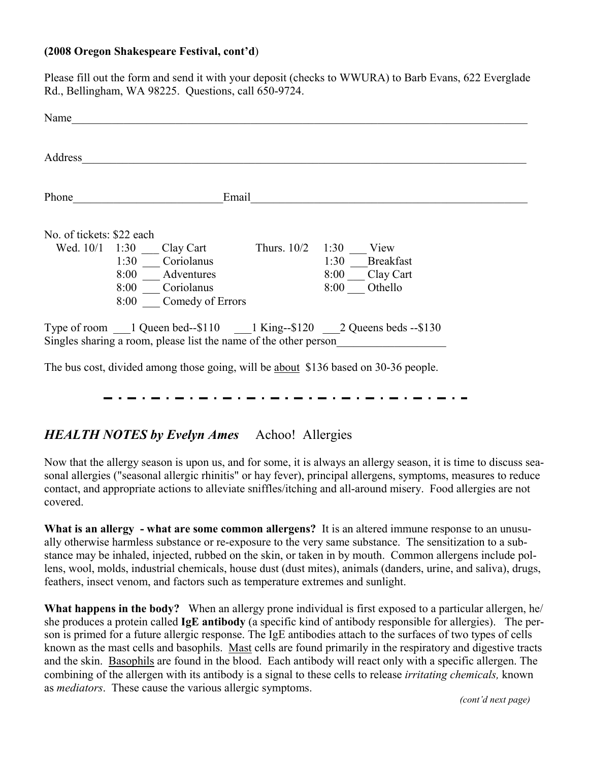**(2008 Oregon Shakespeare Festival, cont'd)**

Please fill out the form and send it with your deposit (checks to WWURA) to Barb Evans, 622 Everglade Rd., Bellingham, WA 98225. Questions, call 650-9724.

Name________________________________________________________________________________

Address______________________________________________________________________________

Phone__________________________Email__________________________________________________

No. of tickets: $22 each

| | | | | | |
|---|---|---|---|---|---|
| Wed. 10/1 | 1:30 | ___ Clay Cart | Thurs. 10/2 | 1:30 | ___ View |
| | 1:30 | ___ Coriolanus | | 1:30 | ___ Breakfast |
| | 8:00 | ___ Adventures | | 8:00 | ___ Clay Cart |
| | 8:00 | ___ Coriolanus | | 8:00 | ___ Othello |
| | 8:00 | ___ Comedy of Errors | | | |

Type of room ___1 Queen bed--$110 ___1 King--$120 ___2 Queens beds --$130
Singles sharing a room, please list the name of the other person___________________

The bus cost, divided among those going, will be about $136 based on 30-36 people.

---

## *HEALTH NOTES by Evelyn Ames* Achoo! Allergies

Now that the allergy season is upon us, and for some, it is always an allergy season, it is time to discuss seasonal allergies ("seasonal allergic rhinitis" or hay fever), principal allergens, symptoms, measures to reduce contact, and appropriate actions to alleviate sniffles/itching and all-around misery. Food allergies are not covered.

**What is an allergy - what are some common allergens?** It is an altered immune response to an unusually otherwise harmless substance or re-exposure to the very same substance. The sensitization to a substance may be inhaled, injected, rubbed on the skin, or taken in by mouth. Common allergens include pollens, wool, molds, industrial chemicals, house dust (dust mites), animals (danders, urine, and saliva), drugs, feathers, insect venom, and factors such as temperature extremes and sunlight.

**What happens in the body?** When an allergy prone individual is first exposed to a particular allergen, he/she produces a protein called **IgE antibody** (a specific kind of antibody responsible for allergies). The person is primed for a future allergic response. The IgE antibodies attach to the surfaces of two types of cells known as the mast cells and basophils. Mast cells are found primarily in the respiratory and digestive tracts and the skin. Basophils are found in the blood. Each antibody will react only with a specific allergen. The combining of the allergen with its antibody is a signal to these cells to release *irritating chemicals,* known as *mediators*. These cause the various allergic symptoms.

*(cont'd next page)*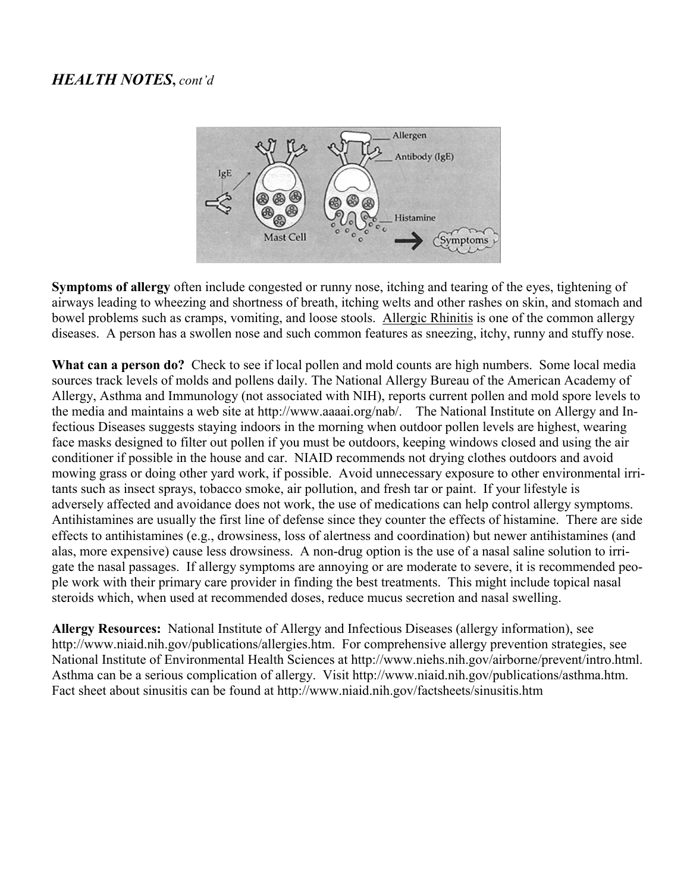## ***HEALTH NOTES**, cont'd*

**Symptoms of allergy** often include congested or runny nose, itching and tearing of the eyes, tightening of airways leading to wheezing and shortness of breath, itching welts and other rashes on skin, and stomach and bowel problems such as cramps, vomiting, and loose stools. Allergic Rhinitis is one of the common allergy diseases. A person has a swollen nose and such common features as sneezing, itchy, runny and stuffy nose.

**What can a person do?** Check to see if local pollen and mold counts are high numbers. Some local media sources track levels of molds and pollens daily. The National Allergy Bureau of the American Academy of Allergy, Asthma and Immunology (not associated with NIH), reports current pollen and mold spore levels to the media and maintains a web site at http://www.aaaai.org/nab/. The National Institute on Allergy and Infectious Diseases suggests staying indoors in the morning when outdoor pollen levels are highest, wearing face masks designed to filter out pollen if you must be outdoors, keeping windows closed and using the air conditioner if possible in the house and car. NIAID recommends not drying clothes outdoors and avoid mowing grass or doing other yard work, if possible. Avoid unnecessary exposure to other environmental irritants such as insect sprays, tobacco smoke, air pollution, and fresh tar or paint. If your lifestyle is adversely affected and avoidance does not work, the use of medications can help control allergy symptoms. Antihistamines are usually the first line of defense since they counter the effects of histamine. There are side effects to antihistamines (e.g., drowsiness, loss of alertness and coordination) but newer antihistamines (and alas, more expensive) cause less drowsiness. A non-drug option is the use of a nasal saline solution to irrigate the nasal passages. If allergy symptoms are annoying or are moderate to severe, it is recommended people work with their primary care provider in finding the best treatments. This might include topical nasal steroids which, when used at recommended doses, reduce mucus secretion and nasal swelling.

**Allergy Resources:** National Institute of Allergy and Infectious Diseases (allergy information), see http://www.niaid.nih.gov/publications/allergies.htm. For comprehensive allergy prevention strategies, see National Institute of Environmental Health Sciences at http://www.niehs.nih.gov/airborne/prevent/intro.html. Asthma can be a serious complication of allergy. Visit http://www.niaid.nih.gov/publications/asthma.htm. Fact sheet about sinusitis can be found at http://www.niaid.nih.gov/factsheets/sinusitis.htm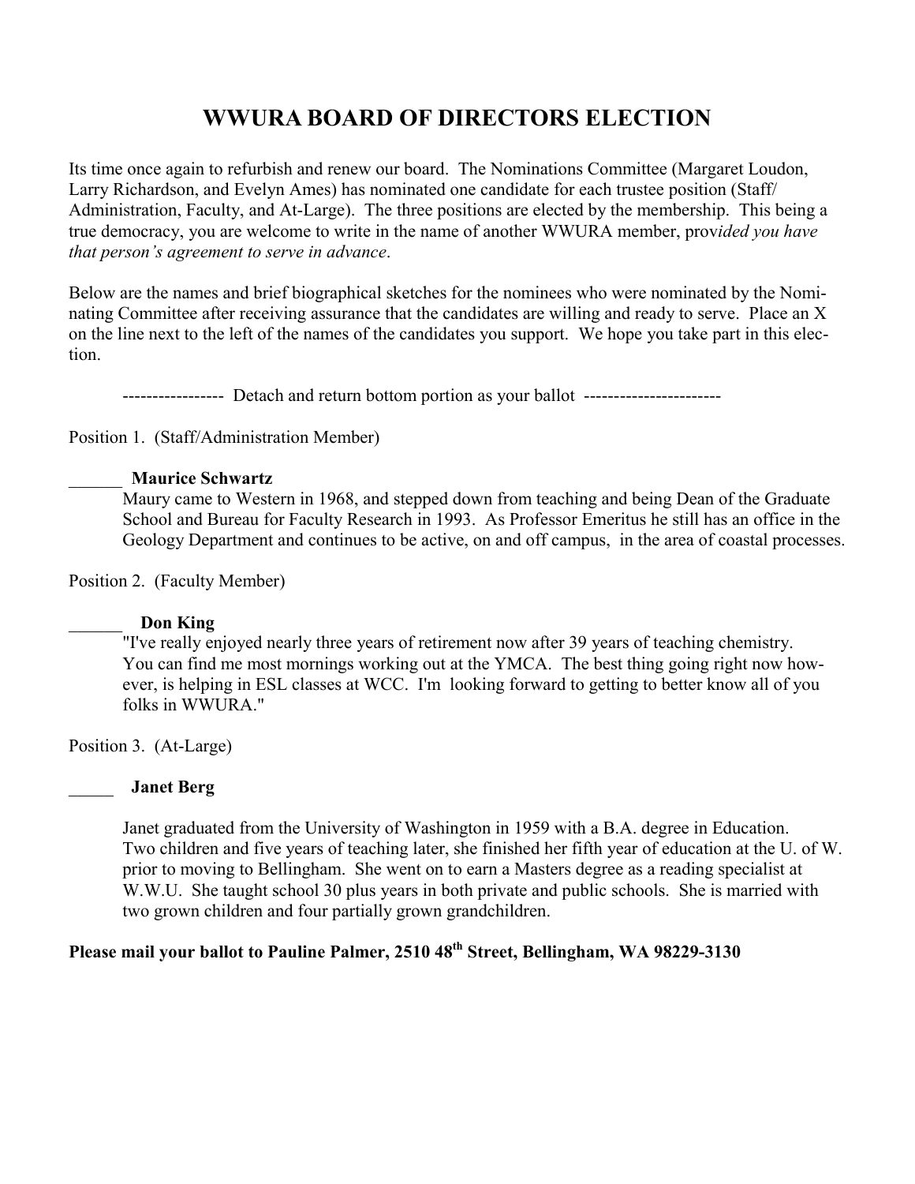# WWURA BOARD OF DIRECTORS ELECTION

Its time once again to refurbish and renew our board. The Nominations Committee (Margaret Loudon, Larry Richardson, and Evelyn Ames) has nominated one candidate for each trustee position (Staff/ Administration, Faculty, and At-Large). The three positions are elected by the membership. This being a true democracy, you are welcome to write in the name of another WWURA member, prov*ided you have that person's agreement to serve in advance*.

Below are the names and brief biographical sketches for the nominees who were nominated by the Nominating Committee after receiving assurance that the candidates are willing and ready to serve. Place an X on the line next to the left of the names of the candidates you support. We hope you take part in this election.

---------------- Detach and return bottom portion as your ballot ----------------------

Position 1. (Staff/Administration Member)

______ **Maurice Schwartz**

Maury came to Western in 1968, and stepped down from teaching and being Dean of the Graduate School and Bureau for Faculty Research in 1993. As Professor Emeritus he still has an office in the Geology Department and continues to be active, on and off campus, in the area of coastal processes.

Position 2. (Faculty Member)

______ **Don King**

"I've really enjoyed nearly three years of retirement now after 39 years of teaching chemistry. You can find me most mornings working out at the YMCA. The best thing going right now however, is helping in ESL classes at WCC. I'm looking forward to getting to better know all of you folks in WWURA."

Position 3. (At-Large)

_____ **Janet Berg**

Janet graduated from the University of Washington in 1959 with a B.A. degree in Education. Two children and five years of teaching later, she finished her fifth year of education at the U. of W. prior to moving to Bellingham. She went on to earn a Masters degree as a reading specialist at W.W.U. She taught school 30 plus years in both private and public schools. She is married with two grown children and four partially grown grandchildren.

**Please mail your ballot to Pauline Palmer, 2510 48th Street, Bellingham, WA 98229-3130**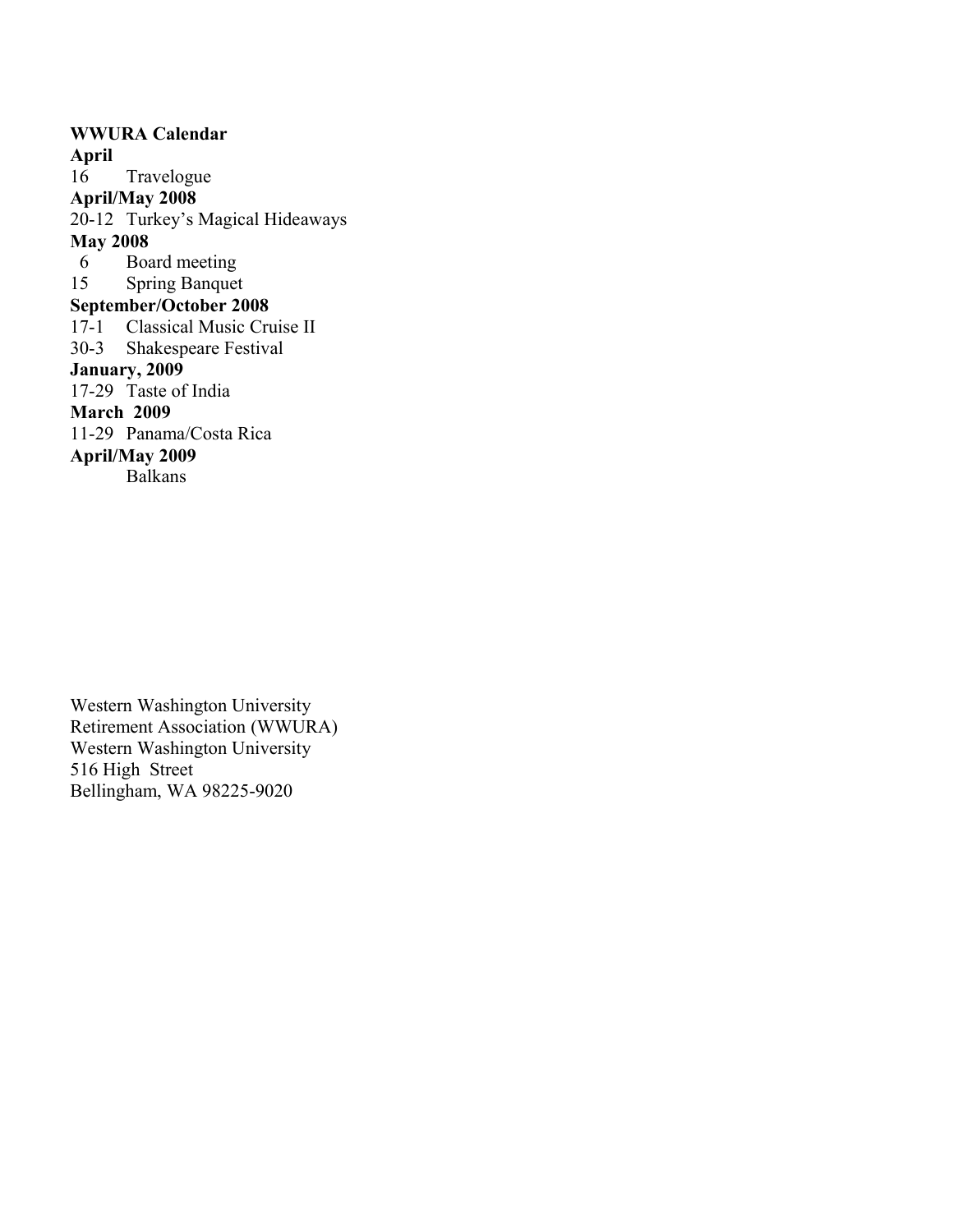**WWURA Calendar**

**April**

16 Travelogue

**April/May 2008**

20-12 Turkey's Magical Hideaways

**May 2008**

6 Board meeting

15 Spring Banquet

**September/October 2008**

17-1 Classical Music Cruise II

30-3 Shakespeare Festival

**January, 2009**

17-29 Taste of India

**March 2009**

11-29 Panama/Costa Rica

**April/May 2009**

Balkans

Western Washington University
Retirement Association (WWURA)
Western Washington University
516 High Street
Bellingham, WA 98225-9020